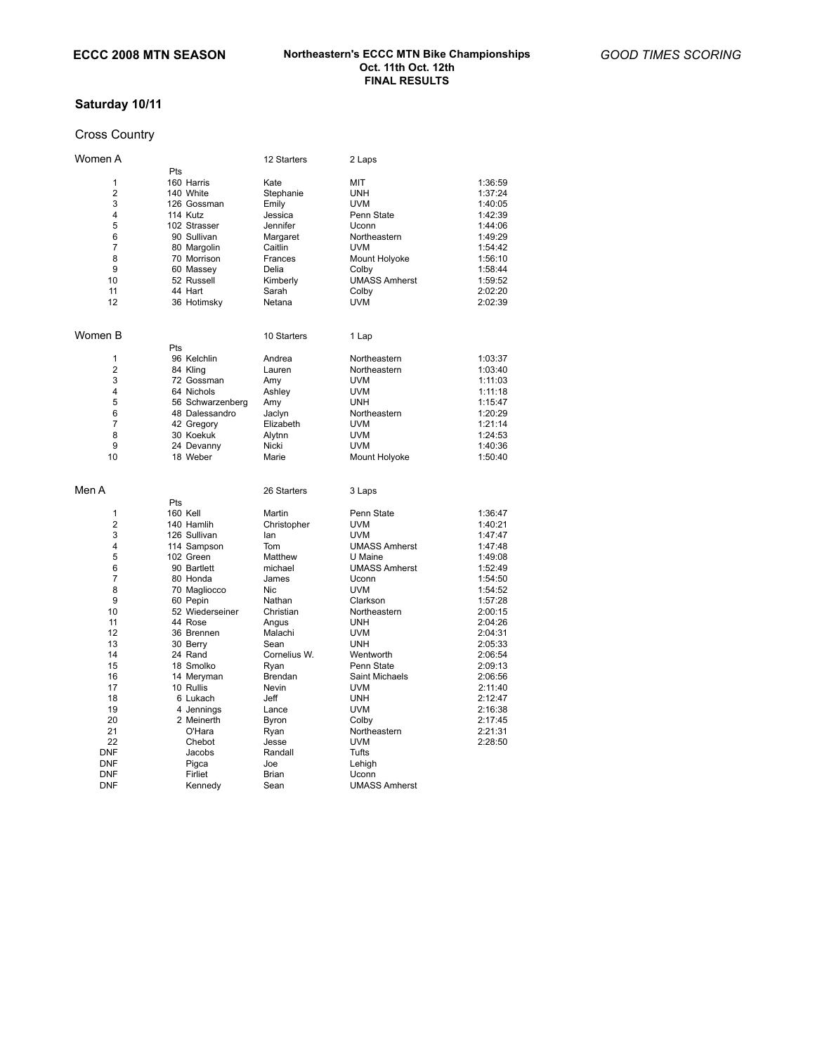**ECCC 2008 MTN SEASON**

**Northeastern's ECCC MTN Bike Championships**
**Oct. 11th Oct. 12th**
**FINAL RESULTS**

*GOOD TIMES SCORING*

## Saturday 10/11

### Cross Country

#### Women A — 12 Starters — 2 Laps

| | Pts | Last Name | First Name | School | Time |
|---|---|---|---|---|---|
| 1 | 160 | Harris | Kate | MIT | 1:36:59 |
| 2 | 140 | White | Stephanie | UNH | 1:37:24 |
| 3 | 126 | Gossman | Emily | UVM | 1:40:05 |
| 4 | 114 | Kutz | Jessica | Penn State | 1:42:39 |
| 5 | 102 | Strasser | Jennifer | Uconn | 1:44:06 |
| 6 | 90 | Sullivan | Margaret | Northeastern | 1:49:29 |
| 7 | 80 | Margolin | Caitlin | UVM | 1:54:42 |
| 8 | 70 | Morrison | Frances | Mount Holyoke | 1:56:10 |
| 9 | 60 | Massey | Delia | Colby | 1:58:44 |
| 10 | 52 | Russell | Kimberly | UMASS Amherst | 1:59:52 |
| 11 | 44 | Hart | Sarah | Colby | 2:02:20 |
| 12 | 36 | Hotimsky | Netana | UVM | 2:02:39 |

#### Women B — 10 Starters — 1 Lap

| | Pts | Last Name | First Name | School | Time |
|---|---|---|---|---|---|
| 1 | 96 | Kelchlin | Andrea | Northeastern | 1:03:37 |
| 2 | 84 | Kling | Lauren | Northeastern | 1:03:40 |
| 3 | 72 | Gossman | Amy | UVM | 1:11:03 |
| 4 | 64 | Nichols | Ashley | UVM | 1:11:18 |
| 5 | 56 | Schwarzenberg | Amy | UNH | 1:15:47 |
| 6 | 48 | Dalessandro | Jaclyn | Northeastern | 1:20:29 |
| 7 | 42 | Gregory | Elizabeth | UVM | 1:21:14 |
| 8 | 30 | Koekuk | Alytnn | UVM | 1:24:53 |
| 9 | 24 | Devanny | Nicki | UVM | 1:40:36 |
| 10 | 18 | Weber | Marie | Mount Holyoke | 1:50:40 |

#### Men A — 26 Starters — 3 Laps

| | Pts | Last Name | First Name | School | Time |
|---|---|---|---|---|---|
| 1 | 160 | Kell | Martin | Penn State | 1:36:47 |
| 2 | 140 | Hamlih | Christopher | UVM | 1:40:21 |
| 3 | 126 | Sullivan | Ian | UVM | 1:47:47 |
| 4 | 114 | Sampson | Tom | UMASS Amherst | 1:47:48 |
| 5 | 102 | Green | Matthew | U Maine | 1:49:08 |
| 6 | 90 | Bartlett | michael | UMASS Amherst | 1:52:49 |
| 7 | 80 | Honda | James | Uconn | 1:54:50 |
| 8 | 70 | Magliocco | Nic | UVM | 1:54:52 |
| 9 | 60 | Pepin | Nathan | Clarkson | 1:57:28 |
| 10 | 52 | Wiederseiner | Christian | Northeastern | 2:00:15 |
| 11 | 44 | Rose | Angus | UNH | 2:04:26 |
| 12 | 36 | Brennen | Malachi | UVM | 2:04:31 |
| 13 | 30 | Berry | Sean | UNH | 2:05:33 |
| 14 | 24 | Rand | Cornelius W. | Wentworth | 2:06:54 |
| 15 | 18 | Smolko | Ryan | Penn State | 2:09:13 |
| 16 | 14 | Meryman | Brendan | Saint Michaels | 2:06:56 |
| 17 | 10 | Rullis | Nevin | UVM | 2:11:40 |
| 18 | 6 | Lukach | Jeff | UNH | 2:12:47 |
| 19 | 4 | Jennings | Lance | UVM | 2:16:38 |
| 20 | 2 | Meinerth | Byron | Colby | 2:17:45 |
| 21 | | O'Hara | Ryan | Northeastern | 2:21:31 |
| 22 | | Chebot | Jesse | UVM | 2:28:50 |
| DNF | | Jacobs | Randall | Tufts | |
| DNF | | Pigca | Joe | Lehigh | |
| DNF | | Firliet | Brian | Uconn | |
| DNF | | Kennedy | Sean | UMASS Amherst | |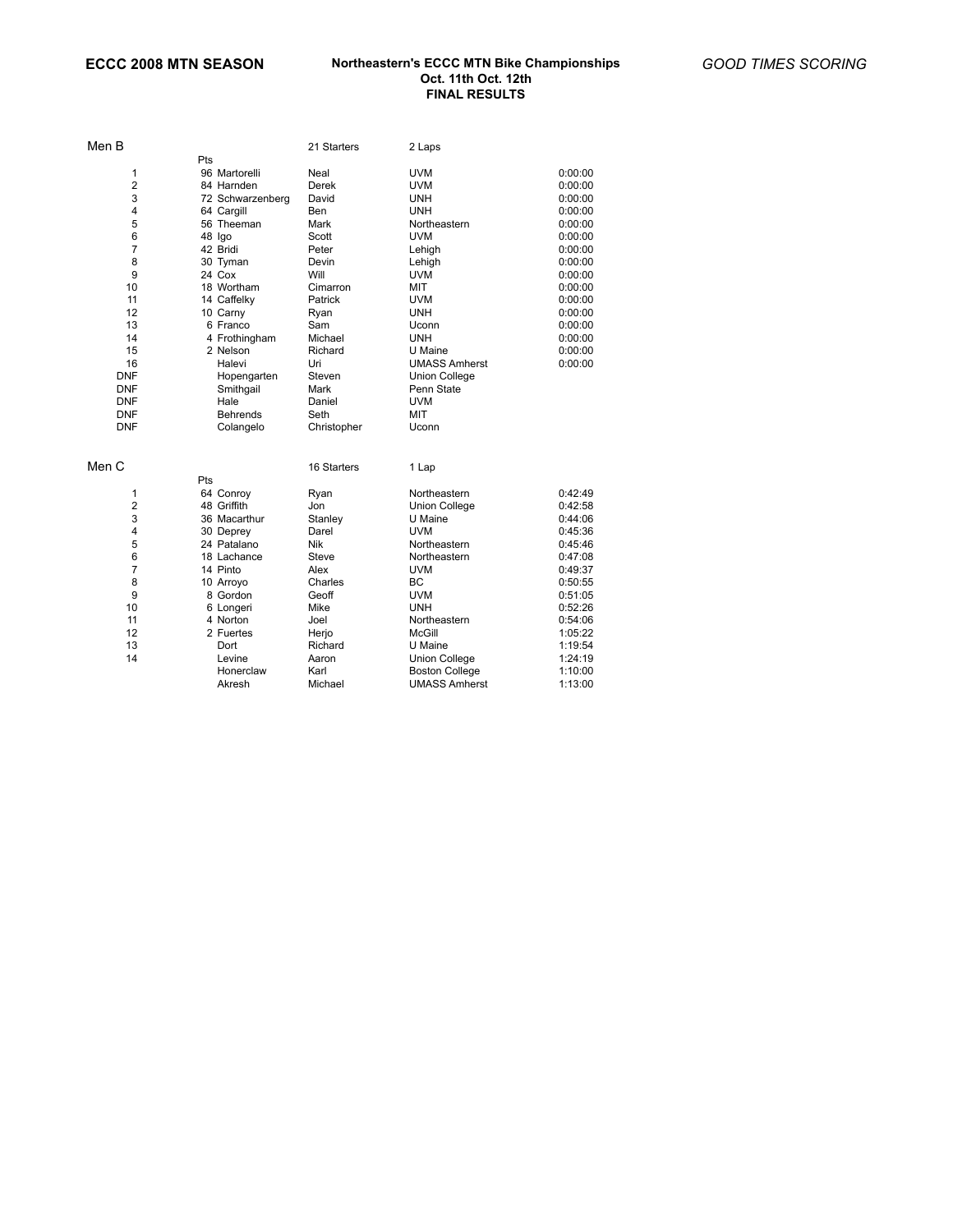**ECCC 2008 MTN SEASON**

**Northeastern's ECCC MTN Bike Championships**
**Oct. 11th Oct. 12th**
**FINAL RESULTS**

*GOOD TIMES SCORING*

## Men B

21 Starters — 2 Laps

| Place | Pts | Last Name | First Name | School | Time |
|---|---|---|---|---|---|
| 1 | 96 | Martorelli | Neal | UVM | 0:00:00 |
| 2 | 84 | Harnden | Derek | UVM | 0:00:00 |
| 3 | 72 | Schwarzenberg | David | UNH | 0:00:00 |
| 4 | 64 | Cargill | Ben | UNH | 0:00:00 |
| 5 | 56 | Theeman | Mark | Northeastern | 0:00:00 |
| 6 | 48 | Igo | Scott | UVM | 0:00:00 |
| 7 | 42 | Bridi | Peter | Lehigh | 0:00:00 |
| 8 | 30 | Tyman | Devin | Lehigh | 0:00:00 |
| 9 | 24 | Cox | Will | UVM | 0:00:00 |
| 10 | 18 | Wortham | Cimarron | MIT | 0:00:00 |
| 11 | 14 | Caffelky | Patrick | UVM | 0:00:00 |
| 12 | 10 | Carny | Ryan | UNH | 0:00:00 |
| 13 | 6 | Franco | Sam | Uconn | 0:00:00 |
| 14 | 4 | Frothingham | Michael | UNH | 0:00:00 |
| 15 | 2 | Nelson | Richard | U Maine | 0:00:00 |
| 16 | | Halevi | Uri | UMASS Amherst | 0:00:00 |
| DNF | | Hopengarten | Steven | Union College | |
| DNF | | Smithgail | Mark | Penn State | |
| DNF | | Hale | Daniel | UVM | |
| DNF | | Behrends | Seth | MIT | |
| DNF | | Colangelo | Christopher | Uconn | |

## Men C

16 Starters — 1 Lap

| Place | Pts | Last Name | First Name | School | Time |
|---|---|---|---|---|---|
| 1 | 64 | Conroy | Ryan | Northeastern | 0:42:49 |
| 2 | 48 | Griffith | Jon | Union College | 0:42:58 |
| 3 | 36 | Macarthur | Stanley | U Maine | 0:44:06 |
| 4 | 30 | Deprey | Darel | UVM | 0:45:36 |
| 5 | 24 | Patalano | Nik | Northeastern | 0:45:46 |
| 6 | 18 | Lachance | Steve | Northeastern | 0:47:08 |
| 7 | 14 | Pinto | Alex | UVM | 0:49:37 |
| 8 | 10 | Arroyo | Charles | BC | 0:50:55 |
| 9 | 8 | Gordon | Geoff | UVM | 0:51:05 |
| 10 | 6 | Longeri | Mike | UNH | 0:52:26 |
| 11 | 4 | Norton | Joel | Northeastern | 0:54:06 |
| 12 | 2 | Fuertes | Herjo | McGill | 1:05:22 |
| 13 | | Dort | Richard | U Maine | 1:19:54 |
| 14 | | Levine | Aaron | Union College | 1:24:19 |
| | | Honerclaw | Karl | Boston College | 1:10:00 |
| | | Akresh | Michael | UMASS Amherst | 1:13:00 |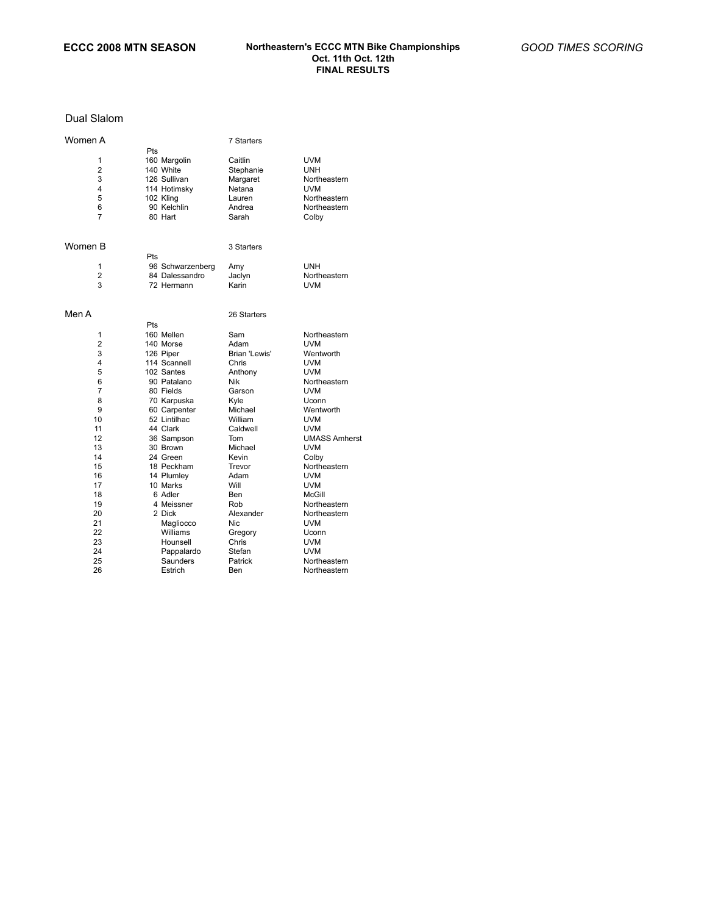**ECCC 2008 MTN SEASON**

**Northeastern's ECCC MTN Bike Championships**
**Oct. 11th Oct. 12th**
**FINAL RESULTS**

*GOOD TIMES SCORING*

## Dual Slalom

### Women A

7 Starters

| | Pts | Last | First | School |
|---|---|---|---|---|
| 1 | 160 | Margolin | Caitlin | UVM |
| 2 | 140 | White | Stephanie | UNH |
| 3 | 126 | Sullivan | Margaret | Northeastern |
| 4 | 114 | Hotimsky | Netana | UVM |
| 5 | 102 | Kling | Lauren | Northeastern |
| 6 | 90 | Kelchlin | Andrea | Northeastern |
| 7 | 80 | Hart | Sarah | Colby |

### Women B

3 Starters

| | Pts | Last | First | School |
|---|---|---|---|---|
| 1 | 96 | Schwarzenberg | Amy | UNH |
| 2 | 84 | Dalessandro | Jaclyn | Northeastern |
| 3 | 72 | Hermann | Karin | UVM |

### Men A

26 Starters

| | Pts | Last | First | School |
|---|---|---|---|---|
| 1 | 160 | Mellen | Sam | Northeastern |
| 2 | 140 | Morse | Adam | UVM |
| 3 | 126 | Piper | Brian 'Lewis' | Wentworth |
| 4 | 114 | Scannell | Chris | UVM |
| 5 | 102 | Santes | Anthony | UVM |
| 6 | 90 | Patalano | Nik | Northeastern |
| 7 | 80 | Fields | Garson | UVM |
| 8 | 70 | Karpuska | Kyle | Uconn |
| 9 | 60 | Carpenter | Michael | Wentworth |
| 10 | 52 | Lintilhac | William | UVM |
| 11 | 44 | Clark | Caldwell | UVM |
| 12 | 36 | Sampson | Tom | UMASS Amherst |
| 13 | 30 | Brown | Michael | UVM |
| 14 | 24 | Green | Kevin | Colby |
| 15 | 18 | Peckham | Trevor | Northeastern |
| 16 | 14 | Plumley | Adam | UVM |
| 17 | 10 | Marks | Will | UVM |
| 18 | 6 | Adler | Ben | McGill |
| 19 | 4 | Meissner | Rob | Northeastern |
| 20 | 2 | Dick | Alexander | Northeastern |
| 21 | | Magliocco | Nic | UVM |
| 22 | | Williams | Gregory | Uconn |
| 23 | | Hounsell | Chris | UVM |
| 24 | | Pappalardo | Stefan | UVM |
| 25 | | Saunders | Patrick | Northeastern |
| 26 | | Estrich | Ben | Northeastern |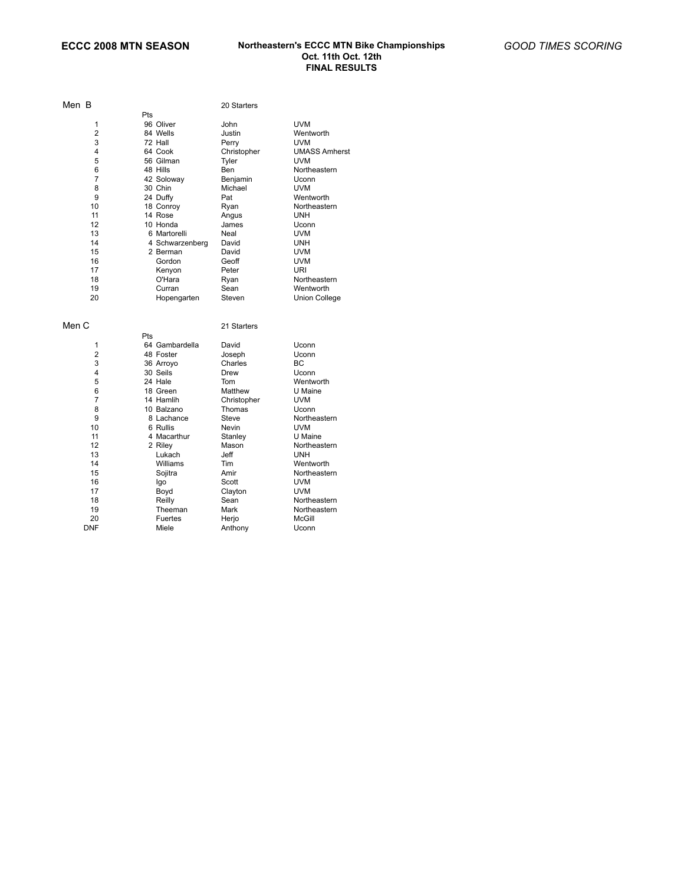**ECCC 2008 MTN SEASON**

**Northeastern's ECCC MTN Bike Championships**
**Oct. 11th Oct. 12th**
**FINAL RESULTS**

*GOOD TIMES SCORING*

## Men B

20 Starters

| Place | Pts | Last Name | First Name | School |
|---|---|---|---|---|
| 1 | 96 | Oliver | John | UVM |
| 2 | 84 | Wells | Justin | Wentworth |
| 3 | 72 | Hall | Perry | UVM |
| 4 | 64 | Cook | Christopher | UMASS Amherst |
| 5 | 56 | Gilman | Tyler | UVM |
| 6 | 48 | Hills | Ben | Northeastern |
| 7 | 42 | Soloway | Benjamin | Uconn |
| 8 | 30 | Chin | Michael | UVM |
| 9 | 24 | Duffy | Pat | Wentworth |
| 10 | 18 | Conroy | Ryan | Northeastern |
| 11 | 14 | Rose | Angus | UNH |
| 12 | 10 | Honda | James | Uconn |
| 13 | 6 | Martorelli | Neal | UVM |
| 14 | 4 | Schwarzenberg | David | UNH |
| 15 | 2 | Berman | David | UVM |
| 16 | | Gordon | Geoff | UVM |
| 17 | | Kenyon | Peter | URI |
| 18 | | O'Hara | Ryan | Northeastern |
| 19 | | Curran | Sean | Wentworth |
| 20 | | Hopengarten | Steven | Union College |

## Men C

21 Starters

| Place | Pts | Last Name | First Name | School |
|---|---|---|---|---|
| 1 | 64 | Gambardella | David | Uconn |
| 2 | 48 | Foster | Joseph | Uconn |
| 3 | 36 | Arroyo | Charles | BC |
| 4 | 30 | Seils | Drew | Uconn |
| 5 | 24 | Hale | Tom | Wentworth |
| 6 | 18 | Green | Matthew | U Maine |
| 7 | 14 | Hamlih | Christopher | UVM |
| 8 | 10 | Balzano | Thomas | Uconn |
| 9 | 8 | Lachance | Steve | Northeastern |
| 10 | 6 | Rullis | Nevin | UVM |
| 11 | 4 | Macarthur | Stanley | U Maine |
| 12 | 2 | Riley | Mason | Northeastern |
| 13 | | Lukach | Jeff | UNH |
| 14 | | Williams | Tim | Wentworth |
| 15 | | Sojitra | Amir | Northeastern |
| 16 | | Igo | Scott | UVM |
| 17 | | Boyd | Clayton | UVM |
| 18 | | Reilly | Sean | Northeastern |
| 19 | | Theeman | Mark | Northeastern |
| 20 | | Fuertes | Herjo | McGill |
| DNF | | Miele | Anthony | Uconn |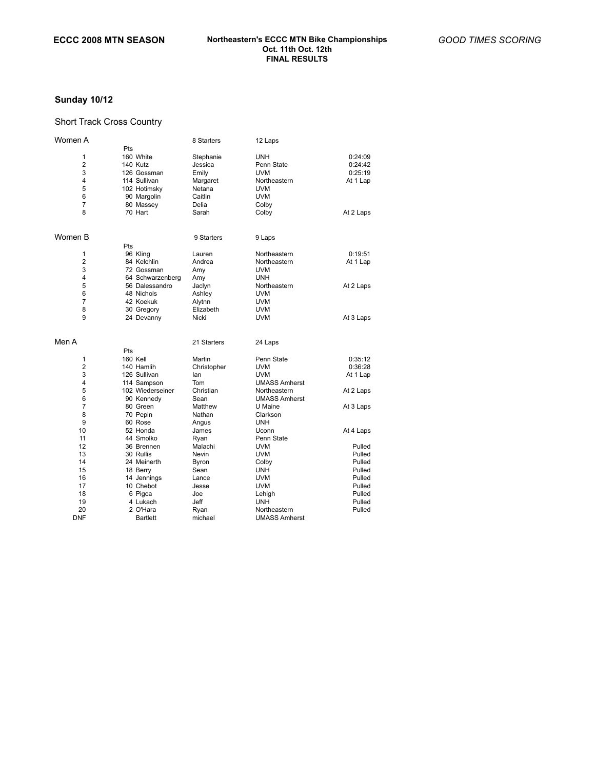**ECCC 2008 MTN SEASON**

**Northeastern's ECCC MTN Bike Championships**
**Oct. 11th Oct. 12th**
**FINAL RESULTS**

*GOOD TIMES SCORING*

## Sunday 10/12

### Short Track Cross Country

**Women A** — 8 Starters — 12 Laps

| Place | Pts | Last Name | First Name | Team | Time |
|---|---|---|---|---|---|
| 1 | 160 | White | Stephanie | UNH | 0:24:09 |
| 2 | 140 | Kutz | Jessica | Penn State | 0:24:42 |
| 3 | 126 | Gossman | Emily | UVM | 0:25:19 |
| 4 | 114 | Sullivan | Margaret | Northeastern | At 1 Lap |
| 5 | 102 | Hotimsky | Netana | UVM | |
| 6 | 90 | Margolin | Caitlin | UVM | |
| 7 | 80 | Massey | Delia | Colby | |
| 8 | 70 | Hart | Sarah | Colby | At 2 Laps |

**Women B** — 9 Starters — 9 Laps

| Place | Pts | Last Name | First Name | Team | Time |
|---|---|---|---|---|---|
| 1 | 96 | Kling | Lauren | Northeastern | 0:19:51 |
| 2 | 84 | Kelchlin | Andrea | Northeastern | At 1 Lap |
| 3 | 72 | Gossman | Amy | UVM | |
| 4 | 64 | Schwarzenberg | Amy | UNH | |
| 5 | 56 | Dalessandro | Jaclyn | Northeastern | At 2 Laps |
| 6 | 48 | Nichols | Ashley | UVM | |
| 7 | 42 | Koekuk | Alytnn | UVM | |
| 8 | 30 | Gregory | Elizabeth | UVM | |
| 9 | 24 | Devanny | Nicki | UVM | At 3 Laps |

**Men A** — 21 Starters — 24 Laps

| Place | Pts | Last Name | First Name | Team | Time |
|---|---|---|---|---|---|
| 1 | 160 | Kell | Martin | Penn State | 0:35:12 |
| 2 | 140 | Hamlih | Christopher | UVM | 0:36:28 |
| 3 | 126 | Sullivan | Ian | UVM | At 1 Lap |
| 4 | 114 | Sampson | Tom | UMASS Amherst | |
| 5 | 102 | Wiederseiner | Christian | Northeastern | At 2 Laps |
| 6 | 90 | Kennedy | Sean | UMASS Amherst | |
| 7 | 80 | Green | Matthew | U Maine | At 3 Laps |
| 8 | 70 | Pepin | Nathan | Clarkson | |
| 9 | 60 | Rose | Angus | UNH | |
| 10 | 52 | Honda | James | Uconn | At 4 Laps |
| 11 | 44 | Smolko | Ryan | Penn State | |
| 12 | 36 | Brennen | Malachi | UVM | Pulled |
| 13 | 30 | Rullis | Nevin | UVM | Pulled |
| 14 | 24 | Meinerth | Byron | Colby | Pulled |
| 15 | 18 | Berry | Sean | UNH | Pulled |
| 16 | 14 | Jennings | Lance | UVM | Pulled |
| 17 | 10 | Chebot | Jesse | UVM | Pulled |
| 18 | 6 | Pigca | Joe | Lehigh | Pulled |
| 19 | 4 | Lukach | Jeff | UNH | Pulled |
| 20 | 2 | O'Hara | Ryan | Northeastern | Pulled |
| DNF | | Bartlett | michael | UMASS Amherst | |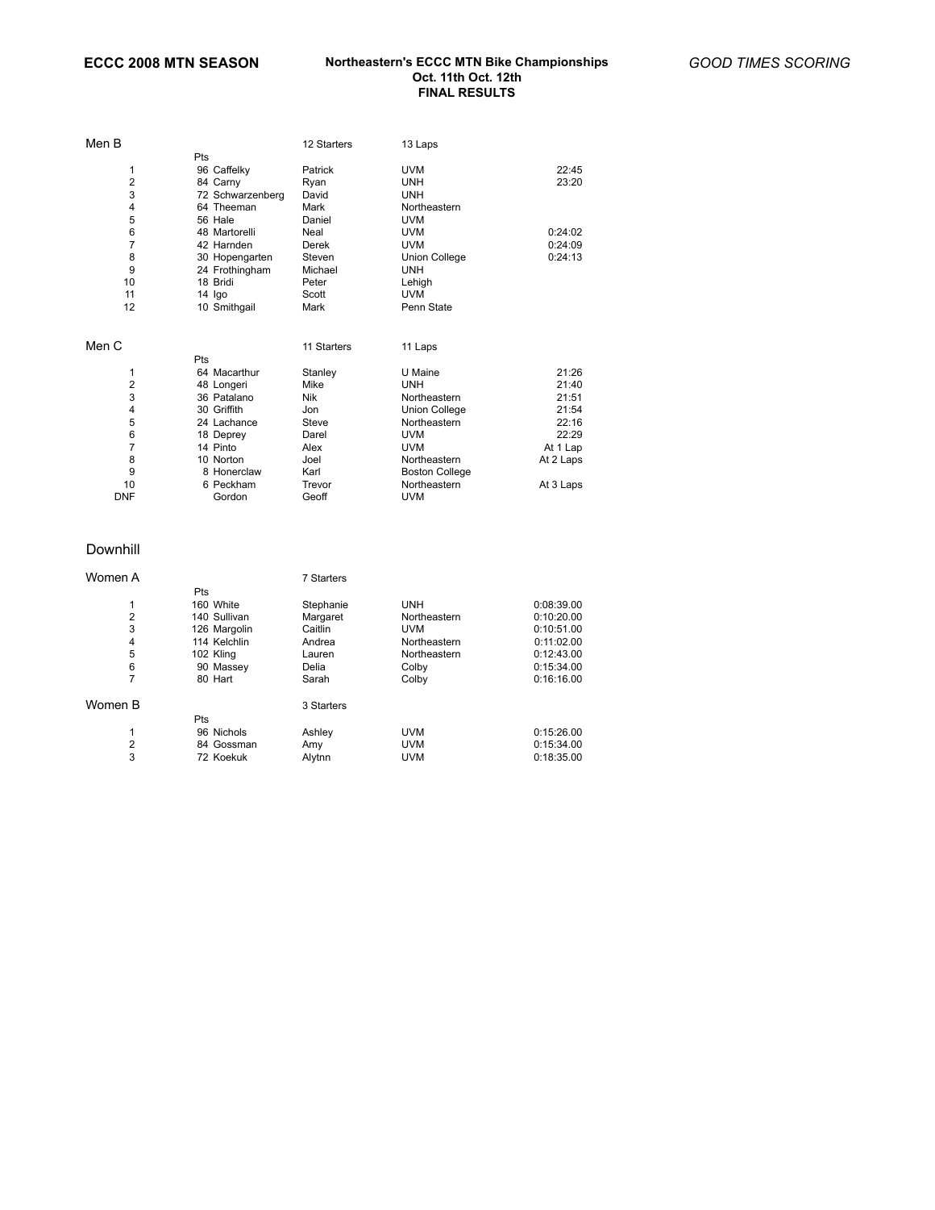**ECCC 2008 MTN SEASON**

**Northeastern's ECCC MTN Bike Championships**
**Oct. 11th Oct. 12th**
**FINAL RESULTS**

*GOOD TIMES SCORING*

### Men B

12 Starters — 13 Laps

| Place | Pts | Last Name | First Name | Team | Time |
|---|---|---|---|---|---|
| 1 | 96 | Caffelky | Patrick | UVM | 22:45 |
| 2 | 84 | Carny | Ryan | UNH | 23:20 |
| 3 | 72 | Schwarzenberg | David | UNH | |
| 4 | 64 | Theeman | Mark | Northeastern | |
| 5 | 56 | Hale | Daniel | UVM | |
| 6 | 48 | Martorelli | Neal | UVM | 0:24:02 |
| 7 | 42 | Harnden | Derek | UVM | 0:24:09 |
| 8 | 30 | Hopengarten | Steven | Union College | 0:24:13 |
| 9 | 24 | Frothingham | Michael | UNH | |
| 10 | 18 | Bridi | Peter | Lehigh | |
| 11 | 14 | Igo | Scott | UVM | |
| 12 | 10 | Smithgail | Mark | Penn State | |

### Men C

11 Starters — 11 Laps

| Place | Pts | Last Name | First Name | Team | Time |
|---|---|---|---|---|---|
| 1 | 64 | Macarthur | Stanley | U Maine | 21:26 |
| 2 | 48 | Longeri | Mike | UNH | 21:40 |
| 3 | 36 | Patalano | Nik | Northeastern | 21:51 |
| 4 | 30 | Griffith | Jon | Union College | 21:54 |
| 5 | 24 | Lachance | Steve | Northeastern | 22:16 |
| 6 | 18 | Deprey | Darel | UVM | 22:29 |
| 7 | 14 | Pinto | Alex | UVM | At 1 Lap |
| 8 | 10 | Norton | Joel | Northeastern | At 2 Laps |
| 9 | 8 | Honerclaw | Karl | Boston College | |
| 10 | 6 | Peckham | Trevor | Northeastern | At 3 Laps |
| DNF | | Gordon | Geoff | UVM | |

## Downhill

### Women A

7 Starters

| Place | Pts | Last Name | First Name | Team | Time |
|---|---|---|---|---|---|
| 1 | 160 | White | Stephanie | UNH | 0:08:39.00 |
| 2 | 140 | Sullivan | Margaret | Northeastern | 0:10:20.00 |
| 3 | 126 | Margolin | Caitlin | UVM | 0:10:51.00 |
| 4 | 114 | Kelchlin | Andrea | Northeastern | 0:11:02.00 |
| 5 | 102 | Kling | Lauren | Northeastern | 0:12:43.00 |
| 6 | 90 | Massey | Delia | Colby | 0:15:34.00 |
| 7 | 80 | Hart | Sarah | Colby | 0:16:16.00 |

### Women B

3 Starters

| Place | Pts | Last Name | First Name | Team | Time |
|---|---|---|---|---|---|
| 1 | 96 | Nichols | Ashley | UVM | 0:15:26.00 |
| 2 | 84 | Gossman | Amy | UVM | 0:15:34.00 |
| 3 | 72 | Koekuk | Alytnn | UVM | 0:18:35.00 |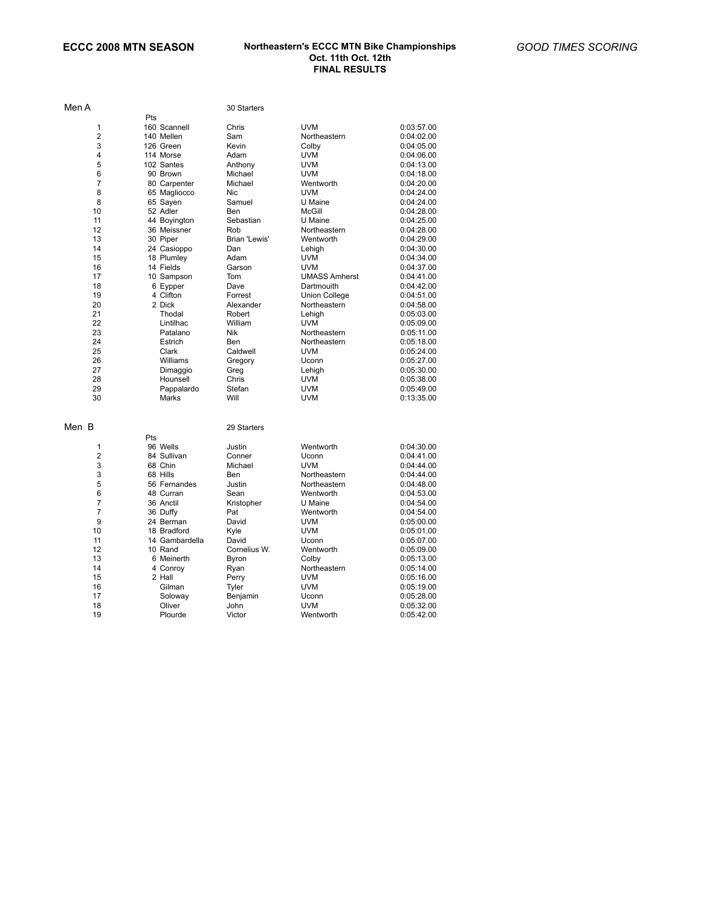**ECCC 2008 MTN SEASON**

**Northeastern's ECCC MTN Bike Championships**
**Oct. 11th Oct. 12th**
**FINAL RESULTS**

*GOOD TIMES SCORING*

## Men A

30 Starters

| | Pts | | | | |
|---|---|---|---|---|---|
| 1 | 160 | Scannell | Chris | UVM | 0:03:57.00 |
| 2 | 140 | Mellen | Sam | Northeastern | 0:04:02.00 |
| 3 | 126 | Green | Kevin | Colby | 0:04:05.00 |
| 4 | 114 | Morse | Adam | UVM | 0:04:06.00 |
| 5 | 102 | Santes | Anthony | UVM | 0:04:13.00 |
| 6 | 90 | Brown | Michael | UVM | 0:04:18.00 |
| 7 | 80 | Carpenter | Michael | Wentworth | 0:04:20.00 |
| 8 | 65 | Magliocco | Nic | UVM | 0:04:24.00 |
| 8 | 65 | Sayen | Samuel | U Maine | 0:04:24.00 |
| 10 | 52 | Adler | Ben | McGill | 0:04:28.00 |
| 11 | 44 | Boyington | Sebastian | U Maine | 0:04:25.00 |
| 12 | 36 | Meissner | Rob | Northeastern | 0:04:28.00 |
| 13 | 30 | Piper | Brian 'Lewis' | Wentworth | 0:04:29.00 |
| 14 | 24 | Casioppo | Dan | Lehigh | 0:04:30.00 |
| 15 | 18 | Plumley | Adam | UVM | 0:04:34.00 |
| 16 | 14 | Fields | Garson | UVM | 0:04:37.00 |
| 17 | 10 | Sampson | Tom | UMASS Amherst | 0:04:41.00 |
| 18 | 6 | Eypper | Dave | Dartmouith | 0:04:42.00 |
| 19 | 4 | Clifton | Forrest | Union College | 0:04:51.00 |
| 20 | 2 | Dick | Alexander | Northeastern | 0:04:58.00 |
| 21 | | Thodal | Robert | Lehigh | 0:05:03.00 |
| 22 | | Lintilhac | William | UVM | 0:05:09.00 |
| 23 | | Patalano | Nik | Northeastern | 0:05:11.00 |
| 24 | | Estrich | Ben | Northeastern | 0:05:18.00 |
| 25 | | Clark | Caldwell | UVM | 0:05:24.00 |
| 26 | | Williams | Gregory | Uconn | 0:05:27.00 |
| 27 | | Dimaggio | Greg | Lehigh | 0:05:30.00 |
| 28 | | Hounsell | Chris | UVM | 0:05:38.00 |
| 29 | | Pappalardo | Stefan | UVM | 0:05:49.00 |
| 30 | | Marks | Will | UVM | 0:13:35.00 |

## Men B

29 Starters

| | Pts | | | | |
|---|---|---|---|---|---|
| 1 | 96 | Wells | Justin | Wentworth | 0:04:30.00 |
| 2 | 84 | Sullivan | Conner | Uconn | 0:04:41.00 |
| 3 | 68 | Chin | Michael | UVM | 0:04:44.00 |
| 3 | 68 | Hills | Ben | Northeastern | 0:04:44.00 |
| 5 | 56 | Fernandes | Justin | Northeastern | 0:04:48.00 |
| 6 | 48 | Curran | Sean | Wentworth | 0:04:53.00 |
| 7 | 36 | Anctil | Kristopher | U Maine | 0:04:54.00 |
| 7 | 36 | Duffy | Pat | Wentworth | 0:04:54.00 |
| 9 | 24 | Berman | David | UVM | 0:05:00.00 |
| 10 | 18 | Bradford | Kyle | UVM | 0:05:01.00 |
| 11 | 14 | Gambardella | David | Uconn | 0:05:07.00 |
| 12 | 10 | Rand | Cornelius W. | Wentworth | 0:05:09.00 |
| 13 | 6 | Meinerth | Byron | Colby | 0:05:13.00 |
| 14 | 4 | Conroy | Ryan | Northeastern | 0:05:14.00 |
| 15 | 2 | Hall | Perry | UVM | 0:05:16.00 |
| 16 | | Gilman | Tyler | UVM | 0:05:19.00 |
| 17 | | Soloway | Benjamin | Uconn | 0:05:28.00 |
| 18 | | Oliver | John | UVM | 0:05:32.00 |
| 19 | | Plourde | Victor | Wentworth | 0:05:42.00 |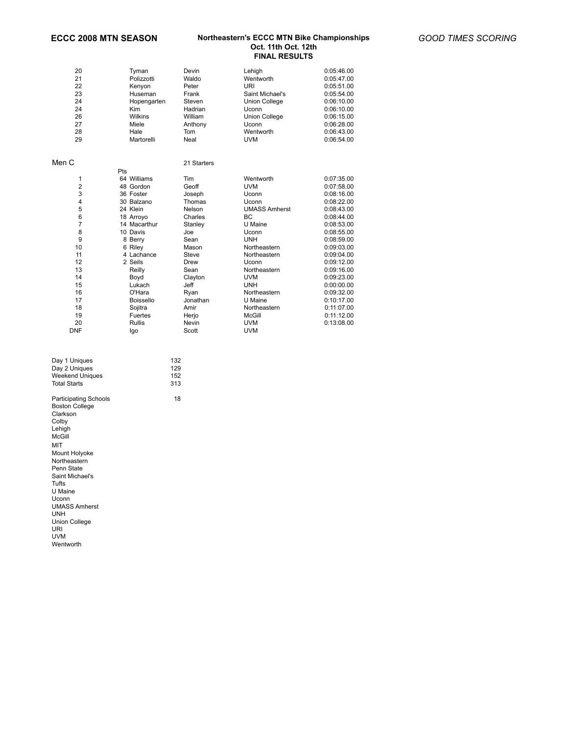**ECCC 2008 MTN SEASON**

**Northeastern's ECCC MTN Bike Championships**
**Oct. 11th Oct. 12th**
**FINAL RESULTS**

*GOOD TIMES SCORING*

| | | | | | |
|---|---|---|---|---|---|
| 20 | | Tyman | Devin | Lehigh | 0:05:46.00 |
| 21 | | Polizzotti | Waldo | Wentworth | 0:05:47.00 |
| 22 | | Kenyon | Peter | URI | 0:05:51.00 |
| 23 | | Huseman | Frank | Saint Michael's | 0:05:54.00 |
| 24 | | Hopengarten | Steven | Union College | 0:06:10.00 |
| 24 | | Kim | Hadrian | Uconn | 0:06:10.00 |
| 26 | | Wilkins | William | Union College | 0:06:15.00 |
| 27 | | Miele | Anthony | Uconn | 0:06:28.00 |
| 28 | | Hale | Tom | Wentworth | 0:06:43.00 |
| 29 | | Martorelli | Neal | UVM | 0:06:54.00 |

## Men C

21 Starters

| | Pts | | | | |
|---|---|---|---|---|---|
| 1 | 64 | Williams | Tim | Wentworth | 0:07:35.00 |
| 2 | 48 | Gordon | Geoff | UVM | 0:07:58.00 |
| 3 | 36 | Foster | Joseph | Uconn | 0:08:16.00 |
| 4 | 30 | Balzano | Thomas | Uconn | 0:08:22.00 |
| 5 | 24 | Klein | Nelson | UMASS Amherst | 0:08:43.00 |
| 6 | 18 | Arroyo | Charles | BC | 0:08:44.00 |
| 7 | 14 | Macarthur | Stanley | U Maine | 0:08:53.00 |
| 8 | 10 | Davis | Joe | Uconn | 0:08:55.00 |
| 9 | 8 | Berry | Sean | UNH | 0:08:59.00 |
| 10 | 6 | Riley | Mason | Northeastern | 0:09:03.00 |
| 11 | 4 | Lachance | Steve | Northeastern | 0:09:04.00 |
| 12 | 2 | Seils | Drew | Uconn | 0:09:12.00 |
| 13 | | Reilly | Sean | Northeastern | 0:09:16.00 |
| 14 | | Boyd | Clayton | UVM | 0:09:23.00 |
| 15 | | Lukach | Jeff | UNH | 0:00:00.00 |
| 16 | | O'Hara | Ryan | Northeastern | 0:09:32.00 |
| 17 | | Boissello | Jonathan | U Maine | 0:10:17.00 |
| 18 | | Sojitra | Amir | Northeastern | 0:11:07.00 |
| 19 | | Fuertes | Herjo | McGill | 0:11:12.00 |
| 20 | | Rullis | Nevin | UVM | 0:13:08.00 |
| DNF | | Igo | Scott | UVM | |

| | |
|---|---|
| Day 1 Uniques | 132 |
| Day 2 Uniques | 129 |
| Weekend Uniques | 152 |
| Total Starts | 313 |

Participating Schools 18

Boston College
Clarkson
Colby
Lehigh
McGill
MIT
Mount Holyoke
Northeastern
Penn State
Saint Michael's
Tufts
U Maine
Uconn
UMASS Amherst
UNH
Union College
URI
UVM
Wentworth